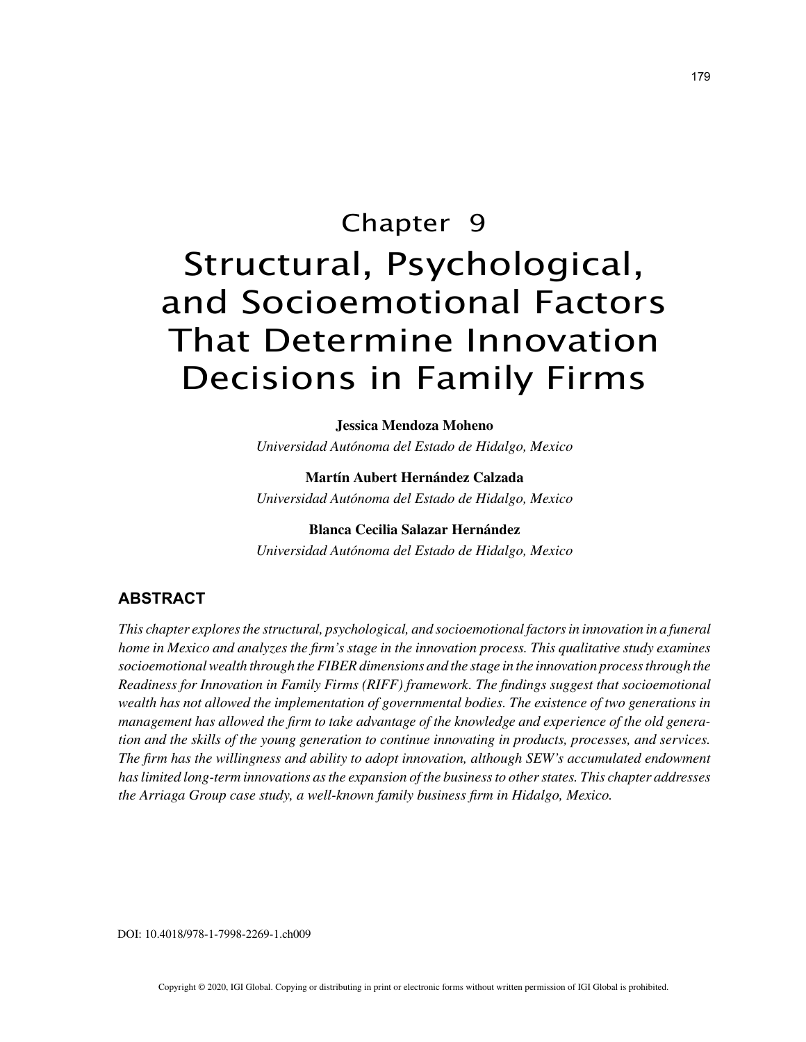# Chapter 9
# Structural, Psychological, and Socioemotional Factors That Determine Innovation Decisions in Family Firms

**Jessica Mendoza Moheno**
*Universidad Autónoma del Estado de Hidalgo, Mexico*

**Martín Aubert Hernández Calzada**
*Universidad Autónoma del Estado de Hidalgo, Mexico*

**Blanca Cecilia Salazar Hernández**
*Universidad Autónoma del Estado de Hidalgo, Mexico*

## ABSTRACT

*This chapter explores the structural, psychological, and socioemotional factors in innovation in a funeral home in Mexico and analyzes the firm's stage in the innovation process. This qualitative study examines socioemotional wealth through the FIBER dimensions and the stage in the innovation process through the Readiness for Innovation in Family Firms (RIFF) framework. The findings suggest that socioemotional wealth has not allowed the implementation of governmental bodies. The existence of two generations in management has allowed the firm to take advantage of the knowledge and experience of the old generation and the skills of the young generation to continue innovating in products, processes, and services. The firm has the willingness and ability to adopt innovation, although SEW's accumulated endowment has limited long-term innovations as the expansion of the business to other states. This chapter addresses the Arriaga Group case study, a well-known family business firm in Hidalgo, Mexico.*

DOI: 10.4018/978-1-7998-2269-1.ch009

Copyright © 2020, IGI Global. Copying or distributing in print or electronic forms without written permission of IGI Global is prohibited.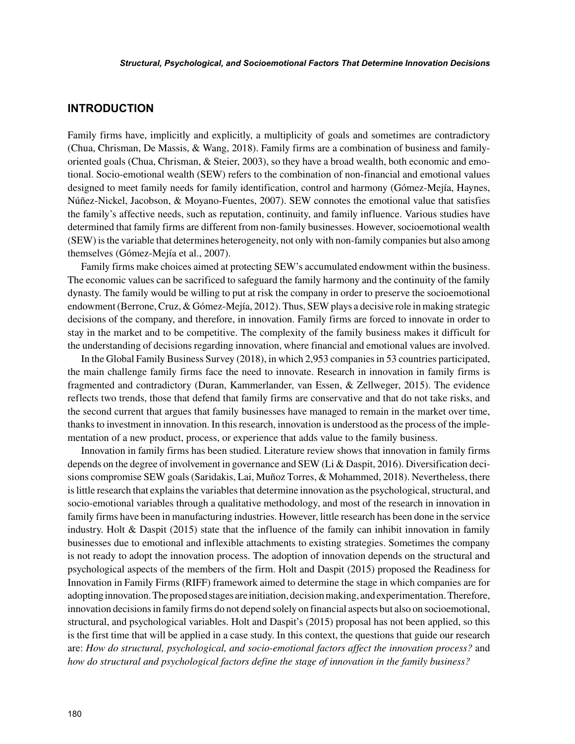## INTRODUCTION

Family firms have, implicitly and explicitly, a multiplicity of goals and sometimes are contradictory (Chua, Chrisman, De Massis, & Wang, 2018). Family firms are a combination of business and family-oriented goals (Chua, Chrisman, & Steier, 2003), so they have a broad wealth, both economic and emotional. Socio-emotional wealth (SEW) refers to the combination of non-financial and emotional values designed to meet family needs for family identification, control and harmony (Gómez-Mejía, Haynes, Núñez-Nickel, Jacobson, & Moyano-Fuentes, 2007). SEW connotes the emotional value that satisfies the family's affective needs, such as reputation, continuity, and family influence. Various studies have determined that family firms are different from non-family businesses. However, socioemotional wealth (SEW) is the variable that determines heterogeneity, not only with non-family companies but also among themselves (Gómez-Mejía et al., 2007).

Family firms make choices aimed at protecting SEW's accumulated endowment within the business. The economic values can be sacrificed to safeguard the family harmony and the continuity of the family dynasty. The family would be willing to put at risk the company in order to preserve the socioemotional endowment (Berrone, Cruz, & Gómez-Mejía, 2012). Thus, SEW plays a decisive role in making strategic decisions of the company, and therefore, in innovation. Family firms are forced to innovate in order to stay in the market and to be competitive. The complexity of the family business makes it difficult for the understanding of decisions regarding innovation, where financial and emotional values are involved.

In the Global Family Business Survey (2018), in which 2,953 companies in 53 countries participated, the main challenge family firms face the need to innovate. Research in innovation in family firms is fragmented and contradictory (Duran, Kammerlander, van Essen, & Zellweger, 2015). The evidence reflects two trends, those that defend that family firms are conservative and that do not take risks, and the second current that argues that family businesses have managed to remain in the market over time, thanks to investment in innovation. In this research, innovation is understood as the process of the implementation of a new product, process, or experience that adds value to the family business.

Innovation in family firms has been studied. Literature review shows that innovation in family firms depends on the degree of involvement in governance and SEW (Li & Daspit, 2016). Diversification decisions compromise SEW goals (Saridakis, Lai, Muñoz Torres, & Mohammed, 2018). Nevertheless, there is little research that explains the variables that determine innovation as the psychological, structural, and socio-emotional variables through a qualitative methodology, and most of the research in innovation in family firms have been in manufacturing industries. However, little research has been done in the service industry. Holt & Daspit (2015) state that the influence of the family can inhibit innovation in family businesses due to emotional and inflexible attachments to existing strategies. Sometimes the company is not ready to adopt the innovation process. The adoption of innovation depends on the structural and psychological aspects of the members of the firm. Holt and Daspit (2015) proposed the Readiness for Innovation in Family Firms (RIFF) framework aimed to determine the stage in which companies are for adopting innovation. The proposed stages are initiation, decision making, and experimentation. Therefore, innovation decisions in family firms do not depend solely on financial aspects but also on socioemotional, structural, and psychological variables. Holt and Daspit's (2015) proposal has not been applied, so this is the first time that will be applied in a case study. In this context, the questions that guide our research are: *How do structural, psychological, and socio-emotional factors affect the innovation process?* and *how do structural and psychological factors define the stage of innovation in the family business?*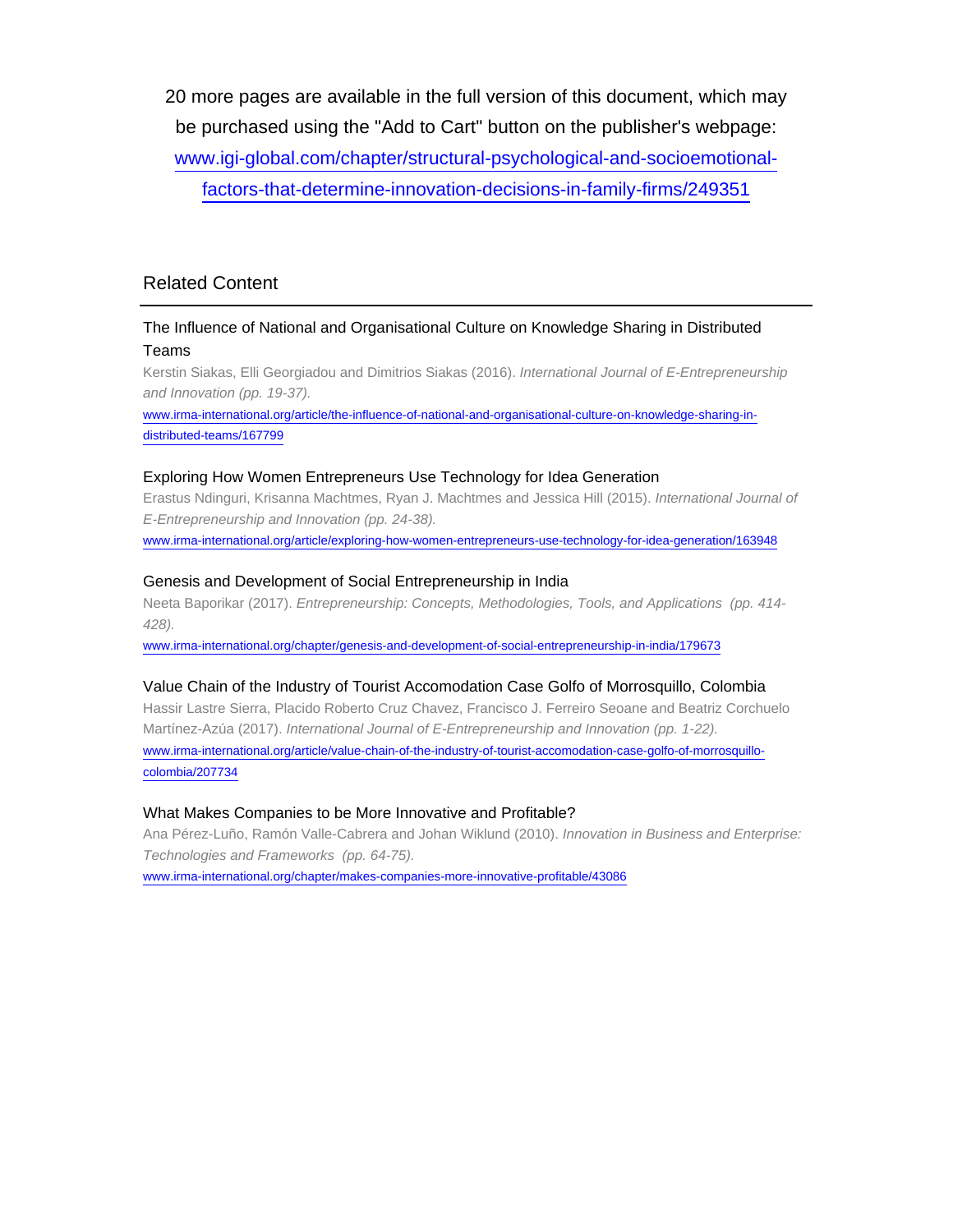20 more pages are available in the full version of this document, which may be purchased using the "Add to Cart" button on the publisher's webpage: www.igi-global.com/chapter/structural-psychological-and-socioemotional-factors-that-determine-innovation-decisions-in-family-firms/249351

## Related Content

### The Influence of National and Organisational Culture on Knowledge Sharing in Distributed Teams

Kerstin Siakas, Elli Georgiadou and Dimitrios Siakas (2016). *International Journal of E-Entrepreneurship and Innovation (pp. 19-37).*

www.irma-international.org/article/the-influence-of-national-and-organisational-culture-on-knowledge-sharing-in-distributed-teams/167799

### Exploring How Women Entrepreneurs Use Technology for Idea Generation

Erastus Ndinguri, Krisanna Machtmes, Ryan J. Machtmes and Jessica Hill (2015). *International Journal of E-Entrepreneurship and Innovation (pp. 24-38).*

www.irma-international.org/article/exploring-how-women-entrepreneurs-use-technology-for-idea-generation/163948

### Genesis and Development of Social Entrepreneurship in India

Neeta Baporikar (2017). *Entrepreneurship: Concepts, Methodologies, Tools, and Applications (pp. 414-428).*

www.irma-international.org/chapter/genesis-and-development-of-social-entrepreneurship-in-india/179673

### Value Chain of the Industry of Tourist Accomodation Case Golfo of Morrosquillo, Colombia

Hassir Lastre Sierra, Placido Roberto Cruz Chavez, Francisco J. Ferreiro Seoane and Beatriz Corchuelo Martínez-Azúa (2017). *International Journal of E-Entrepreneurship and Innovation (pp. 1-22).*

www.irma-international.org/article/value-chain-of-the-industry-of-tourist-accomodation-case-golfo-of-morrosquillo-colombia/207734

### What Makes Companies to be More Innovative and Profitable?

Ana Pérez-Luño, Ramón Valle-Cabrera and Johan Wiklund (2010). *Innovation in Business and Enterprise: Technologies and Frameworks (pp. 64-75).*

www.irma-international.org/chapter/makes-companies-more-innovative-profitable/43086